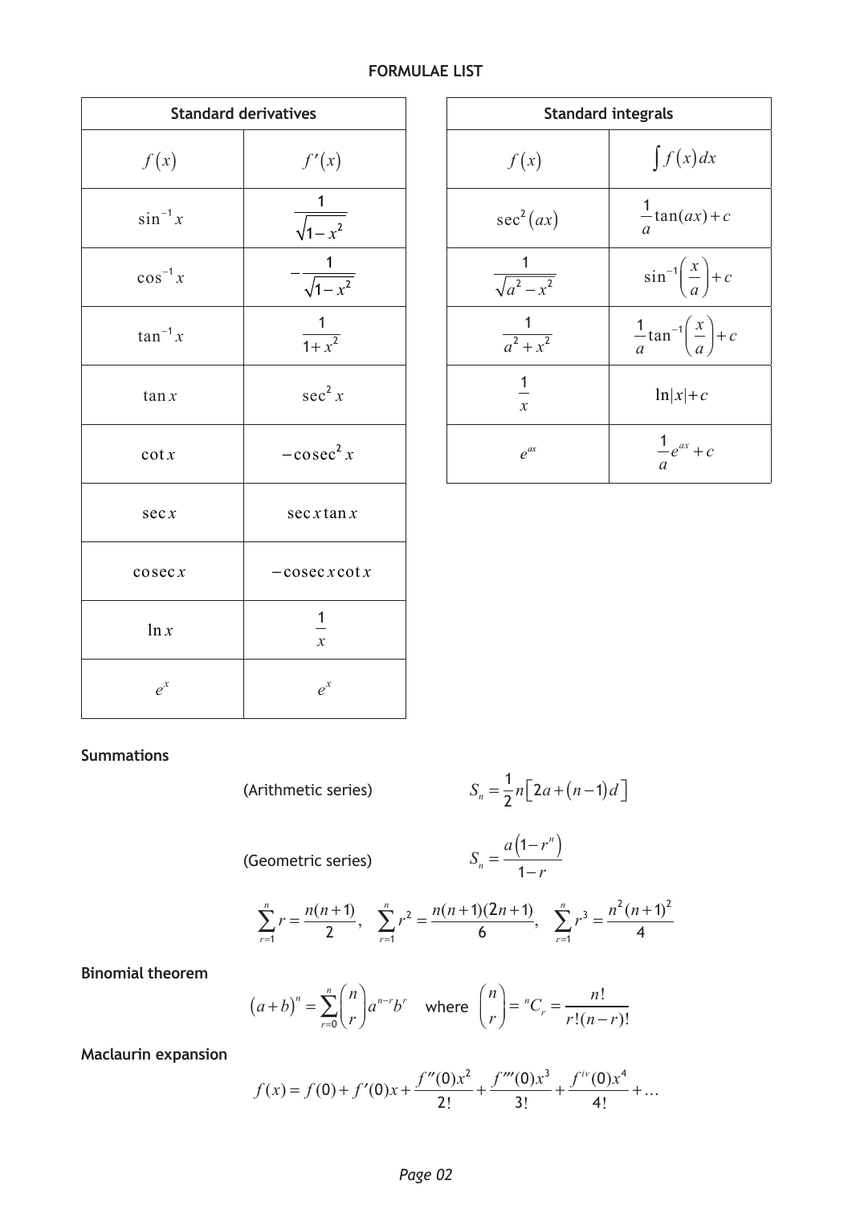## FORMULAE LIST

| Standard derivatives | |
|---|---|
| $f(x)$ | $f'(x)$ |
| $\sin^{-1} x$ | $\dfrac{1}{\sqrt{1-x^2}}$ |
| $\cos^{-1} x$ | $-\dfrac{1}{\sqrt{1-x^2}}$ |
| $\tan^{-1} x$ | $\dfrac{1}{1+x^2}$ |
| $\tan x$ | $\sec^2 x$ |
| $\cot x$ | $-\text{cosec}^2 x$ |
| $\sec x$ | $\sec x \tan x$ |
| $\text{cosec}\, x$ | $-\text{cosec}\, x \cot x$ |
| $\ln x$ | $\dfrac{1}{x}$ |
| $e^x$ | $e^x$ |

| Standard integrals | |
|---|---|
| $f(x)$ | $\int f(x)\,dx$ |
| $\sec^2(ax)$ | $\dfrac{1}{a}\tan(ax)+c$ |
| $\dfrac{1}{\sqrt{a^2-x^2}}$ | $\sin^{-1}\left(\dfrac{x}{a}\right)+c$ |
| $\dfrac{1}{a^2+x^2}$ | $\dfrac{1}{a}\tan^{-1}\left(\dfrac{x}{a}\right)+c$ |
| $\dfrac{1}{x}$ | $\ln\lvert x\rvert+c$ |
| $e^{ax}$ | $\dfrac{1}{a}e^{ax}+c$ |

**Summations**

(Arithmetic series) $$S_n = \frac{1}{2}n\left[2a+(n-1)d\right]$$

(Geometric series) $$S_n = \frac{a\left(1-r^n\right)}{1-r}$$

$$\sum_{r=1}^{n} r = \frac{n(n+1)}{2}, \quad \sum_{r=1}^{n} r^2 = \frac{n(n+1)(2n+1)}{6}, \quad \sum_{r=1}^{n} r^3 = \frac{n^2(n+1)^2}{4}$$

**Binomial theorem**

$$(a+b)^n = \sum_{r=0}^{n} \binom{n}{r} a^{n-r} b^r \quad \text{where} \quad \binom{n}{r} = {}^nC_r = \frac{n!}{r!(n-r)!}$$

**Maclaurin expansion**

$$f(x) = f(0) + f'(0)x + \frac{f''(0)x^2}{2!} + \frac{f'''(0)x^3}{3!} + \frac{f^{iv}(0)x^4}{4!} + \ldots$$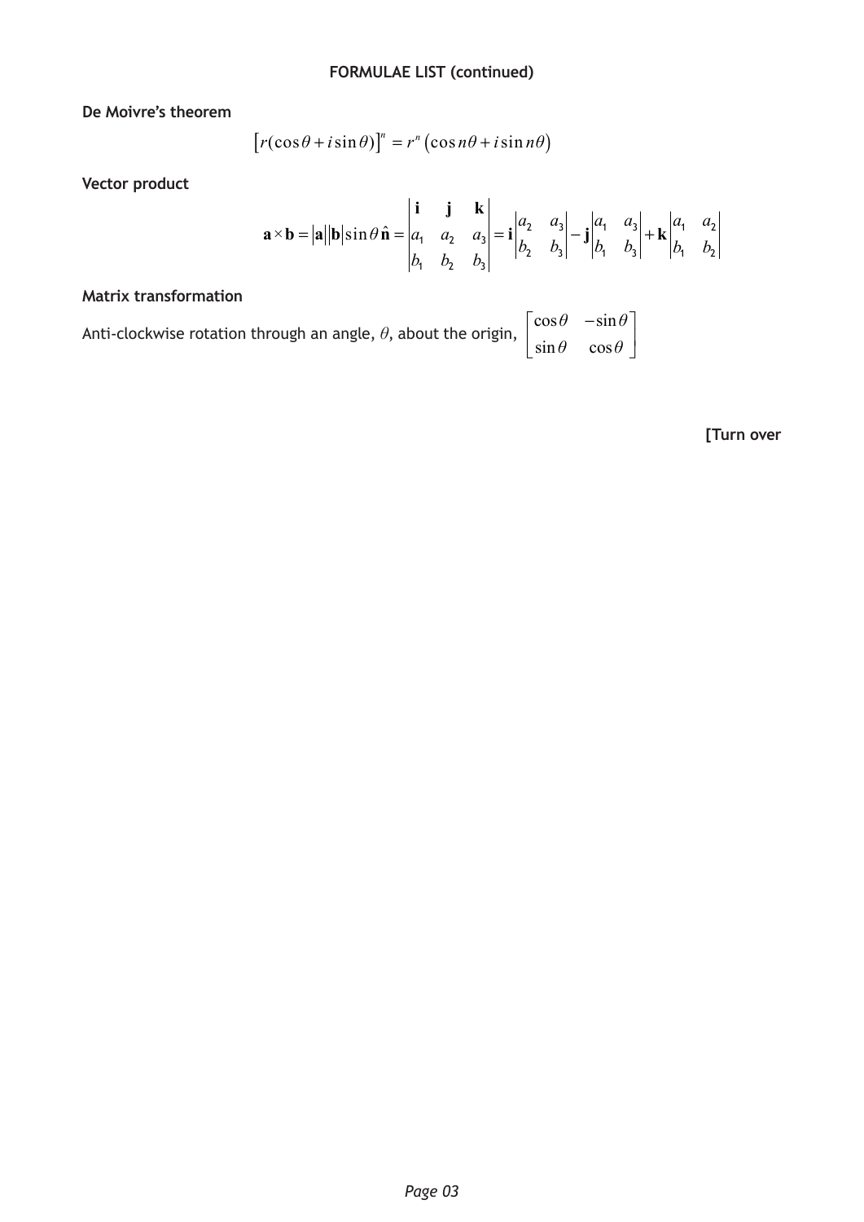**FORMULAE LIST (continued)**

**De Moivre's theorem**

$$\left[r(\cos\theta + i\sin\theta)\right]^n = r^n\left(\cos n\theta + i\sin n\theta\right)$$

**Vector product**

$$\mathbf{a}\times\mathbf{b} = |\mathbf{a}||\mathbf{b}|\sin\theta\,\hat{\mathbf{n}} = \begin{vmatrix} \mathbf{i} & \mathbf{j} & \mathbf{k} \\ a_1 & a_2 & a_3 \\ b_1 & b_2 & b_3 \end{vmatrix} = \mathbf{i}\begin{vmatrix} a_2 & a_3 \\ b_2 & b_3 \end{vmatrix} - \mathbf{j}\begin{vmatrix} a_1 & a_3 \\ b_1 & b_3 \end{vmatrix} + \mathbf{k}\begin{vmatrix} a_1 & a_2 \\ b_1 & b_2 \end{vmatrix}$$

**Matrix transformation**

Anti-clockwise rotation through an angle, $\theta$, about the origin, $\begin{bmatrix} \cos\theta & -\sin\theta \\ \sin\theta & \cos\theta \end{bmatrix}$

**[Turn over**